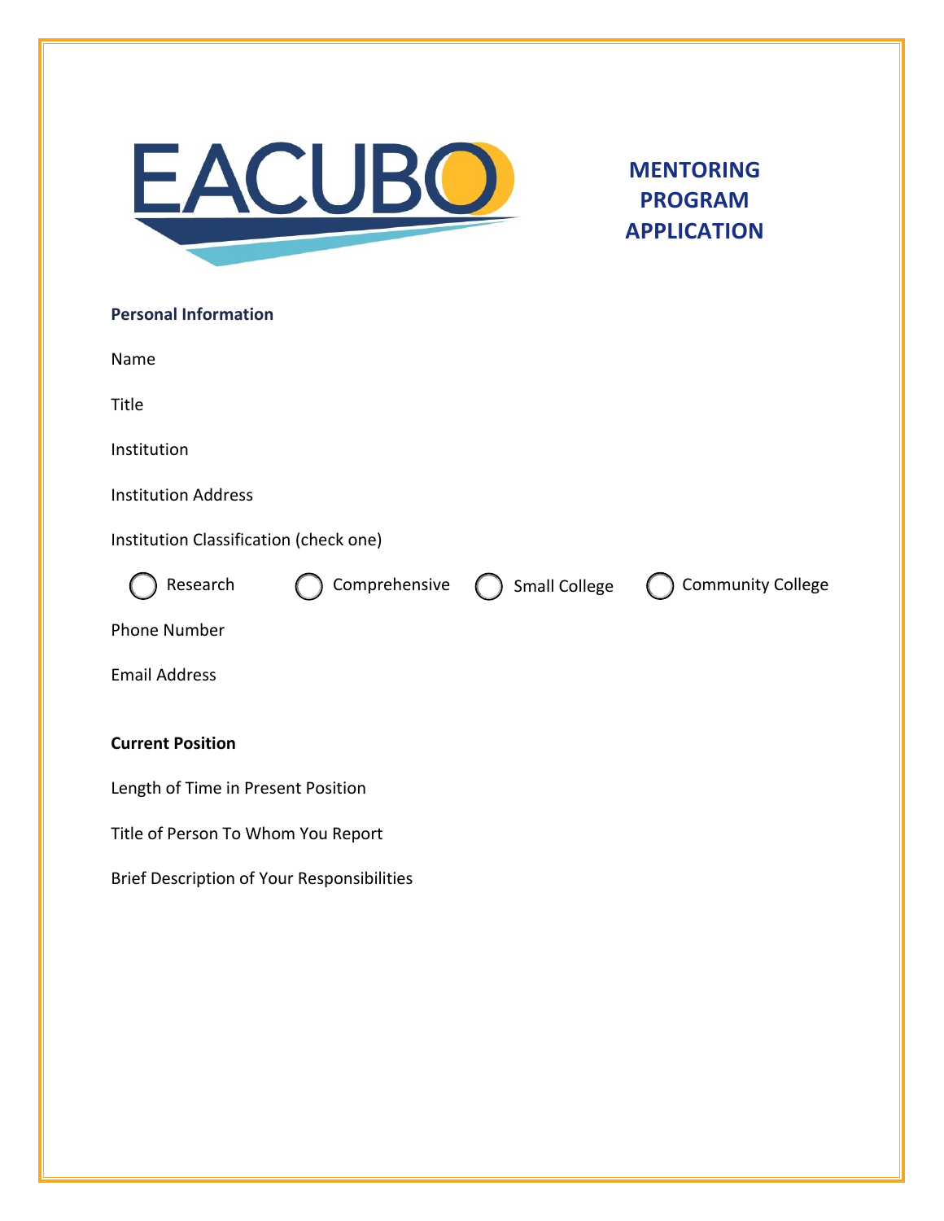EACUBO

# MENTORING PROGRAM APPLICATION

**Personal Information**

Name

Title

Institution

Institution Address

Institution Classification (check one)

◯ Research ◯ Comprehensive ◯ Small College ◯ Community College

Phone Number

Email Address

**Current Position**

Length of Time in Present Position

Title of Person To Whom You Report

Brief Description of Your Responsibilities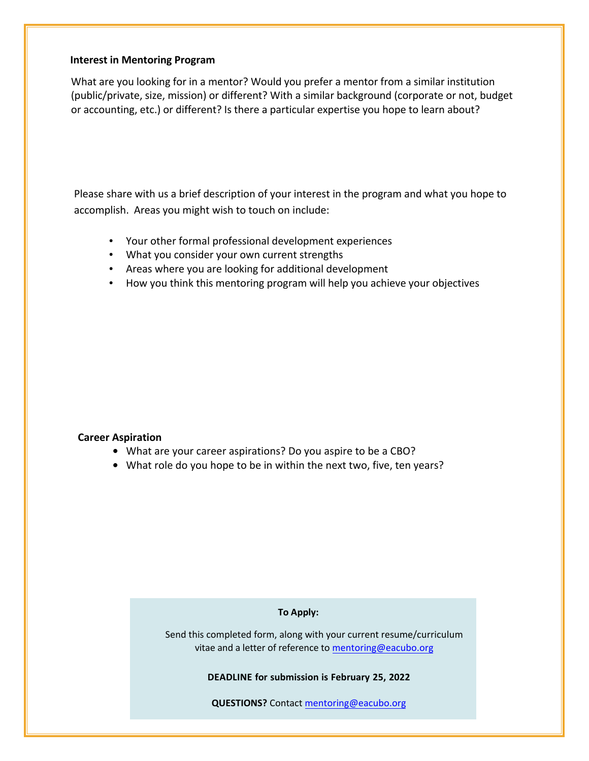**Interest in Mentoring Program**

What are you looking for in a mentor? Would you prefer a mentor from a similar institution (public/private, size, mission) or different? With a similar background (corporate or not, budget or accounting, etc.) or different? Is there a particular expertise you hope to learn about?

Please share with us a brief description of your interest in the program and what you hope to accomplish. Areas you might wish to touch on include:

- Your other formal professional development experiences
- What you consider your own current strengths
- Areas where you are looking for additional development
- How you think this mentoring program will help you achieve your objectives

**Career Aspiration**

- What are your career aspirations? Do you aspire to be a CBO?
- What role do you hope to be in within the next two, five, ten years?

**To Apply:**

Send this completed form, along with your current resume/curriculum vitae and a letter of reference to mentoring@eacubo.org

**DEADLINE for submission is February 25, 2022**

**QUESTIONS?** Contact mentoring@eacubo.org